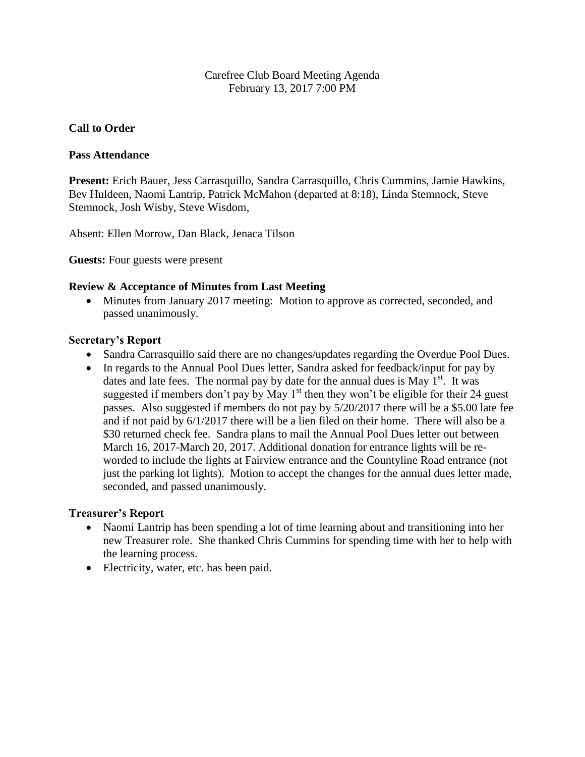Carefree Club Board Meeting Agenda
February 13, 2017 7:00 PM

**Call to Order**

**Pass Attendance**

**Present:** Erich Bauer, Jess Carrasquillo, Sandra Carrasquillo, Chris Cummins, Jamie Hawkins, Bev Huldeen, Naomi Lantrip, Patrick McMahon (departed at 8:18), Linda Stemnock, Steve Stemnock, Josh Wisby, Steve Wisdom,

Absent: Ellen Morrow, Dan Black, Jenaca Tilson

**Guests:** Four guests were present

**Review & Acceptance of Minutes from Last Meeting**

- Minutes from January 2017 meeting: Motion to approve as corrected, seconded, and passed unanimously.

**Secretary's Report**

- Sandra Carrasquillo said there are no changes/updates regarding the Overdue Pool Dues.
- In regards to the Annual Pool Dues letter, Sandra asked for feedback/input for pay by dates and late fees. The normal pay by date for the annual dues is May 1st. It was suggested if members don't pay by May 1st then they won't be eligible for their 24 guest passes. Also suggested if members do not pay by 5/20/2017 there will be a $5.00 late fee and if not paid by 6/1/2017 there will be a lien filed on their home. There will also be a $30 returned check fee. Sandra plans to mail the Annual Pool Dues letter out between March 16, 2017-March 20, 2017. Additional donation for entrance lights will be re-worded to include the lights at Fairview entrance and the Countyline Road entrance (not just the parking lot lights). Motion to accept the changes for the annual dues letter made, seconded, and passed unanimously.

**Treasurer's Report**

- Naomi Lantrip has been spending a lot of time learning about and transitioning into her new Treasurer role. She thanked Chris Cummins for spending time with her to help with the learning process.
- Electricity, water, etc. has been paid.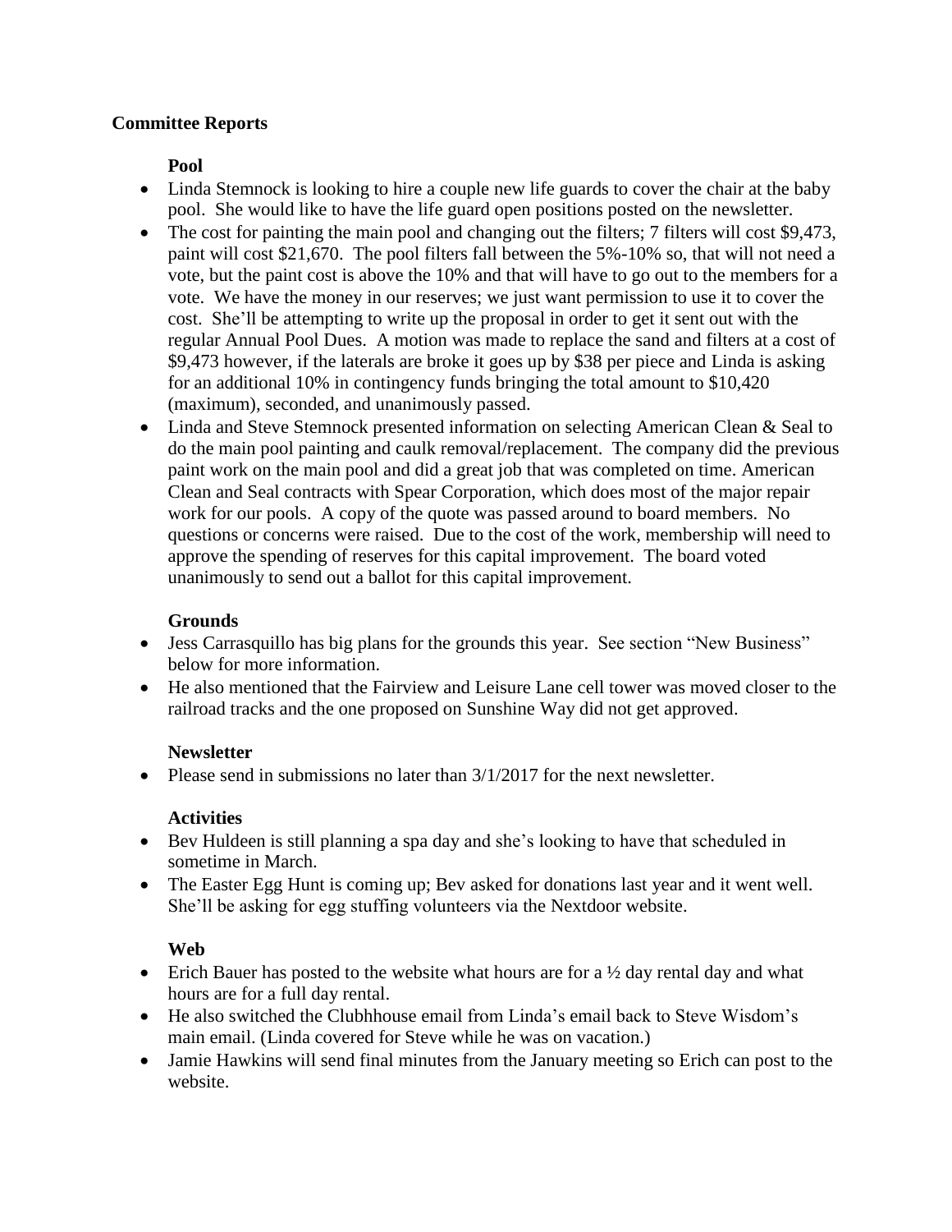## Committee Reports

### Pool

- Linda Stemnock is looking to hire a couple new life guards to cover the chair at the baby pool. She would like to have the life guard open positions posted on the newsletter.
- The cost for painting the main pool and changing out the filters; 7 filters will cost $9,473, paint will cost $21,670. The pool filters fall between the 5%-10% so, that will not need a vote, but the paint cost is above the 10% and that will have to go out to the members for a vote. We have the money in our reserves; we just want permission to use it to cover the cost. She'll be attempting to write up the proposal in order to get it sent out with the regular Annual Pool Dues. A motion was made to replace the sand and filters at a cost of $9,473 however, if the laterals are broke it goes up by $38 per piece and Linda is asking for an additional 10% in contingency funds bringing the total amount to $10,420 (maximum), seconded, and unanimously passed.
- Linda and Steve Stemnock presented information on selecting American Clean & Seal to do the main pool painting and caulk removal/replacement. The company did the previous paint work on the main pool and did a great job that was completed on time. American Clean and Seal contracts with Spear Corporation, which does most of the major repair work for our pools. A copy of the quote was passed around to board members. No questions or concerns were raised. Due to the cost of the work, membership will need to approve the spending of reserves for this capital improvement. The board voted unanimously to send out a ballot for this capital improvement.

### Grounds

- Jess Carrasquillo has big plans for the grounds this year. See section "New Business" below for more information.
- He also mentioned that the Fairview and Leisure Lane cell tower was moved closer to the railroad tracks and the one proposed on Sunshine Way did not get approved.

### Newsletter

- Please send in submissions no later than 3/1/2017 for the next newsletter.

### Activities

- Bev Huldeen is still planning a spa day and she's looking to have that scheduled in sometime in March.
- The Easter Egg Hunt is coming up; Bev asked for donations last year and it went well. She'll be asking for egg stuffing volunteers via the Nextdoor website.

### Web

- Erich Bauer has posted to the website what hours are for a ½ day rental day and what hours are for a full day rental.
- He also switched the Clubhhouse email from Linda's email back to Steve Wisdom's main email. (Linda covered for Steve while he was on vacation.)
- Jamie Hawkins will send final minutes from the January meeting so Erich can post to the website.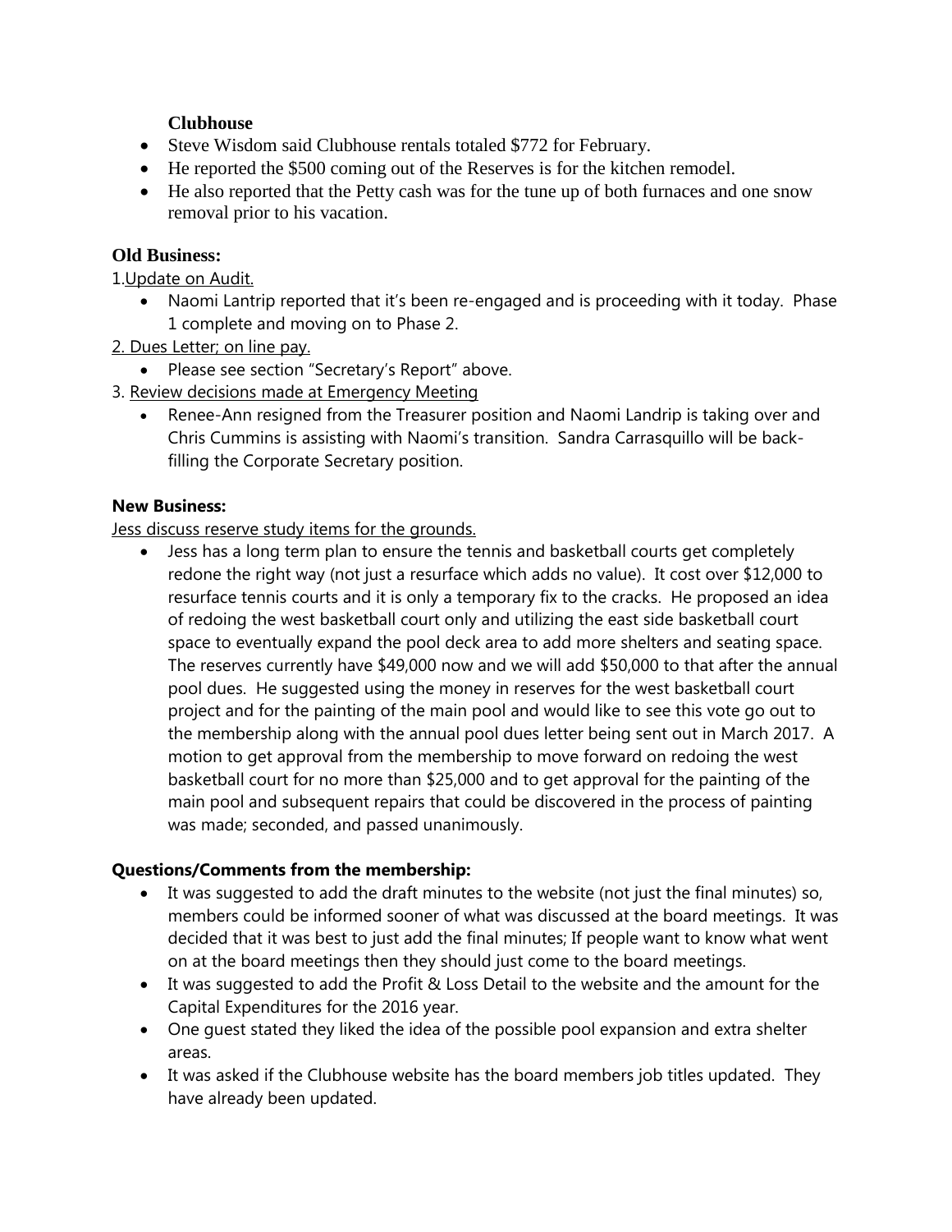### Clubhouse

- Steve Wisdom said Clubhouse rentals totaled $772 for February.
- He reported the $500 coming out of the Reserves is for the kitchen remodel.
- He also reported that the Petty cash was for the tune up of both furnaces and one snow removal prior to his vacation.

### Old Business:

1. Update on Audit.
   - Naomi Lantrip reported that it's been re-engaged and is proceeding with it today. Phase 1 complete and moving on to Phase 2.
2. Dues Letter; on line pay.
   - Please see section "Secretary's Report" above.
3. Review decisions made at Emergency Meeting
   - Renee-Ann resigned from the Treasurer position and Naomi Landrip is taking over and Chris Cummins is assisting with Naomi's transition. Sandra Carrasquillo will be back-filling the Corporate Secretary position.

### New Business:

Jess discuss reserve study items for the grounds.

- Jess has a long term plan to ensure the tennis and basketball courts get completely redone the right way (not just a resurface which adds no value). It cost over $12,000 to resurface tennis courts and it is only a temporary fix to the cracks. He proposed an idea of redoing the west basketball court only and utilizing the east side basketball court space to eventually expand the pool deck area to add more shelters and seating space. The reserves currently have $49,000 now and we will add $50,000 to that after the annual pool dues. He suggested using the money in reserves for the west basketball court project and for the painting of the main pool and would like to see this vote go out to the membership along with the annual pool dues letter being sent out in March 2017. A motion to get approval from the membership to move forward on redoing the west basketball court for no more than $25,000 and to get approval for the painting of the main pool and subsequent repairs that could be discovered in the process of painting was made; seconded, and passed unanimously.

### Questions/Comments from the membership:

- It was suggested to add the draft minutes to the website (not just the final minutes) so, members could be informed sooner of what was discussed at the board meetings. It was decided that it was best to just add the final minutes; If people want to know what went on at the board meetings then they should just come to the board meetings.
- It was suggested to add the Profit & Loss Detail to the website and the amount for the Capital Expenditures for the 2016 year.
- One guest stated they liked the idea of the possible pool expansion and extra shelter areas.
- It was asked if the Clubhouse website has the board members job titles updated. They have already been updated.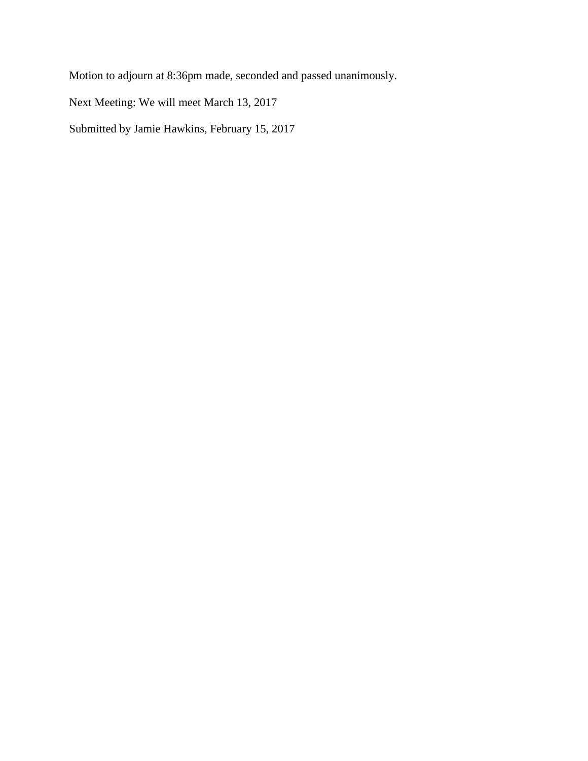Motion to adjourn at 8:36pm made, seconded and passed unanimously.

Next Meeting: We will meet March 13, 2017

Submitted by Jamie Hawkins, February 15, 2017